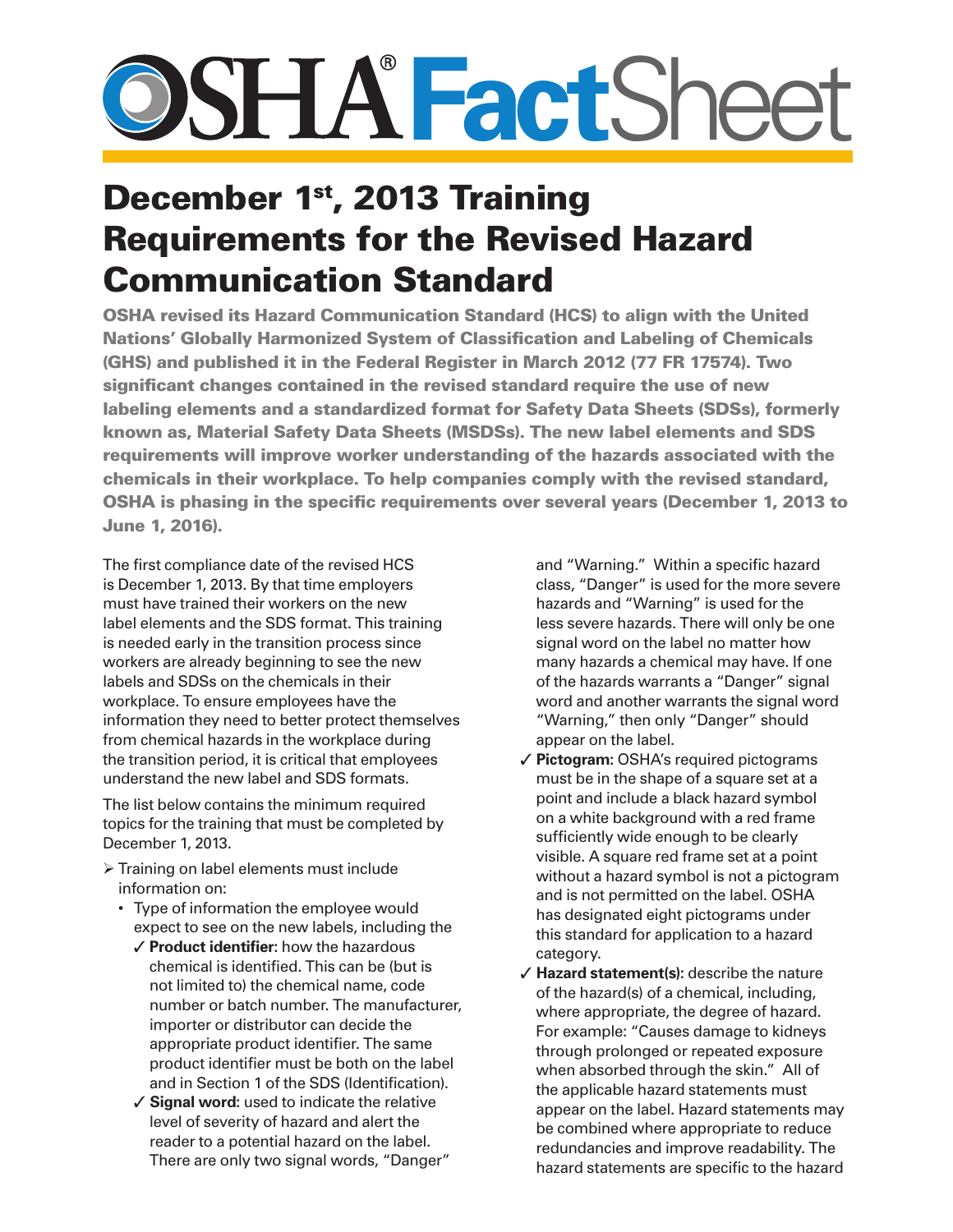# OSHA FactSheet

## December 1st, 2013 Training Requirements for the Revised Hazard Communication Standard

**OSHA revised its Hazard Communication Standard (HCS) to align with the United Nations' Globally Harmonized System of Classification and Labeling of Chemicals (GHS) and published it in the Federal Register in March 2012 (77 FR 17574). Two significant changes contained in the revised standard require the use of new labeling elements and a standardized format for Safety Data Sheets (SDSs), formerly known as, Material Safety Data Sheets (MSDSs). The new label elements and SDS requirements will improve worker understanding of the hazards associated with the chemicals in their workplace. To help companies comply with the revised standard, OSHA is phasing in the specific requirements over several years (December 1, 2013 to June 1, 2016).**

The first compliance date of the revised HCS is December 1, 2013. By that time employers must have trained their workers on the new label elements and the SDS format. This training is needed early in the transition process since workers are already beginning to see the new labels and SDSs on the chemicals in their workplace. To ensure employees have the information they need to better protect themselves from chemical hazards in the workplace during the transition period, it is critical that employees understand the new label and SDS formats.

The list below contains the minimum required topics for the training that must be completed by December 1, 2013.

- Training on label elements must include information on:
  - Type of information the employee would expect to see on the new labels, including the
    - ✓ **Product identifier:** how the hazardous chemical is identified. This can be (but is not limited to) the chemical name, code number or batch number. The manufacturer, importer or distributor can decide the appropriate product identifier. The same product identifier must be both on the label and in Section 1 of the SDS (Identification).
    - ✓ **Signal word:** used to indicate the relative level of severity of hazard and alert the reader to a potential hazard on the label. There are only two signal words, "Danger" and "Warning." Within a specific hazard class, "Danger" is used for the more severe hazards and "Warning" is used for the less severe hazards. There will only be one signal word on the label no matter how many hazards a chemical may have. If one of the hazards warrants a "Danger" signal word and another warrants the signal word "Warning," then only "Danger" should appear on the label.
    - ✓ **Pictogram:** OSHA's required pictograms must be in the shape of a square set at a point and include a black hazard symbol on a white background with a red frame sufficiently wide enough to be clearly visible. A square red frame set at a point without a hazard symbol is not a pictogram and is not permitted on the label. OSHA has designated eight pictograms under this standard for application to a hazard category.
    - ✓ **Hazard statement(s):** describe the nature of the hazard(s) of a chemical, including, where appropriate, the degree of hazard. For example: "Causes damage to kidneys through prolonged or repeated exposure when absorbed through the skin." All of the applicable hazard statements must appear on the label. Hazard statements may be combined where appropriate to reduce redundancies and improve readability. The hazard statements are specific to the hazard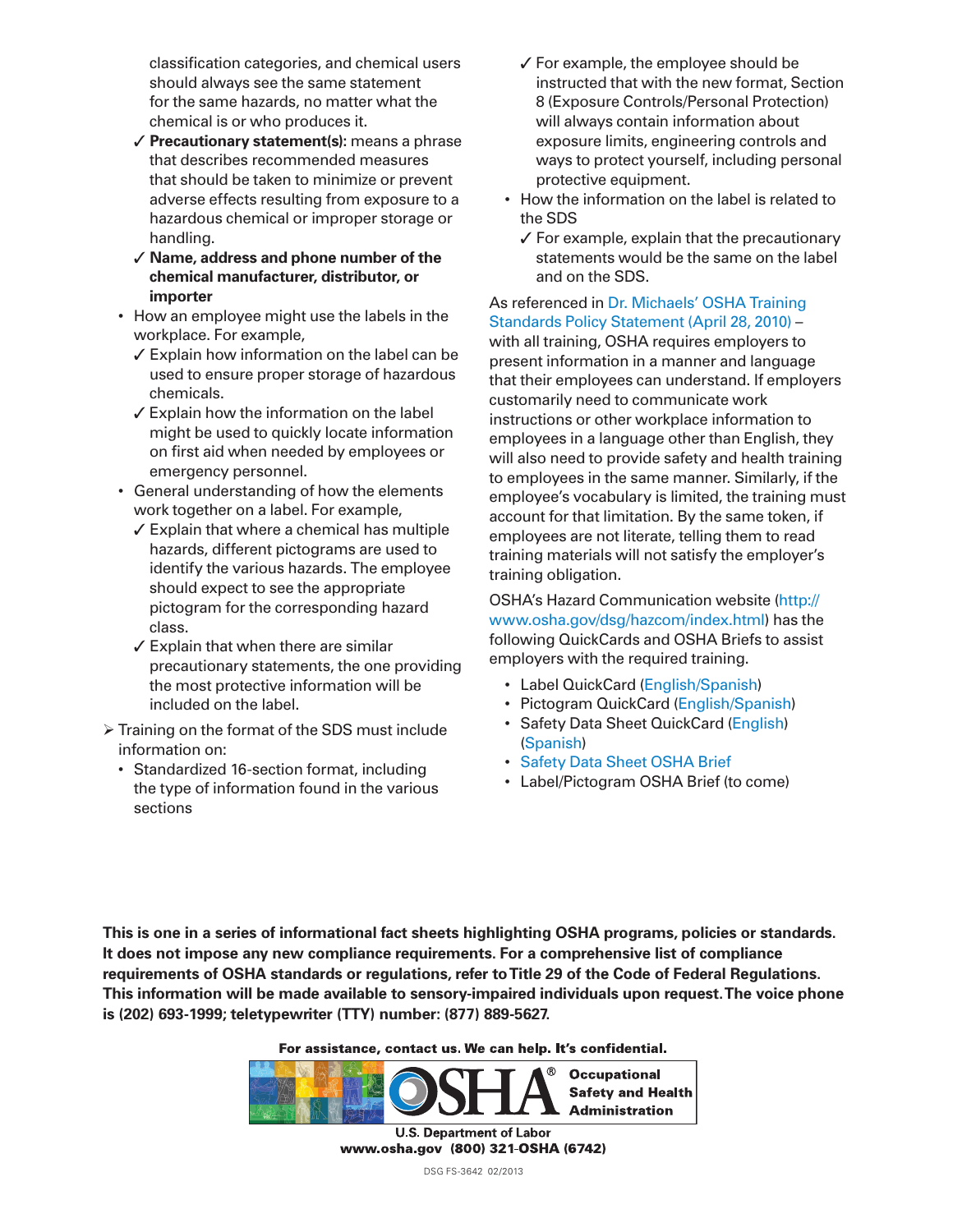classification categories, and chemical users should always see the same statement for the same hazards, no matter what the chemical is or who produces it.

- ✓ **Precautionary statement(s):** means a phrase that describes recommended measures that should be taken to minimize or prevent adverse effects resulting from exposure to a hazardous chemical or improper storage or handling.
- ✓ **Name, address and phone number of the chemical manufacturer, distributor, or importer**

- How an employee might use the labels in the workplace. For example,
  - ✓ Explain how information on the label can be used to ensure proper storage of hazardous chemicals.
  - ✓ Explain how the information on the label might be used to quickly locate information on first aid when needed by employees or emergency personnel.
- General understanding of how the elements work together on a label. For example,
  - ✓ Explain that where a chemical has multiple hazards, different pictograms are used to identify the various hazards. The employee should expect to see the appropriate pictogram for the corresponding hazard class.
  - ✓ Explain that when there are similar precautionary statements, the one providing the most protective information will be included on the label.

➢ Training on the format of the SDS must include information on:

- Standardized 16-section format, including the type of information found in the various sections
  - ✓ For example, the employee should be instructed that with the new format, Section 8 (Exposure Controls/Personal Protection) will always contain information about exposure limits, engineering controls and ways to protect yourself, including personal protective equipment.
- How the information on the label is related to the SDS
  - ✓ For example, explain that the precautionary statements would be the same on the label and on the SDS.

As referenced in Dr. Michaels' OSHA Training Standards Policy Statement (April 28, 2010) – with all training, OSHA requires employers to present information in a manner and language that their employees can understand. If employers customarily need to communicate work instructions or other workplace information to employees in a language other than English, they will also need to provide safety and health training to employees in the same manner. Similarly, if the employee's vocabulary is limited, the training must account for that limitation. By the same token, if employees are not literate, telling them to read training materials will not satisfy the employer's training obligation.

OSHA's Hazard Communication website (http://www.osha.gov/dsg/hazcom/index.html) has the following QuickCards and OSHA Briefs to assist employers with the required training.

- Label QuickCard (English/Spanish)
- Pictogram QuickCard (English/Spanish)
- Safety Data Sheet QuickCard (English) (Spanish)
- Safety Data Sheet OSHA Brief
- Label/Pictogram OSHA Brief (to come)

**This is one in a series of informational fact sheets highlighting OSHA programs, policies or standards. It does not impose any new compliance requirements. For a comprehensive list of compliance requirements of OSHA standards or regulations, refer to Title 29 of the Code of Federal Regulations. This information will be made available to sensory-impaired individuals upon request. The voice phone is (202) 693-1999; teletypewriter (TTY) number: (877) 889-5627.**

**For assistance, contact us. We can help. It's confidential.**

**OSHA® Occupational Safety and Health Administration**

**U.S. Department of Labor**
**www.osha.gov (800) 321-OSHA (6742)**

DSG FS-3642 02/2013